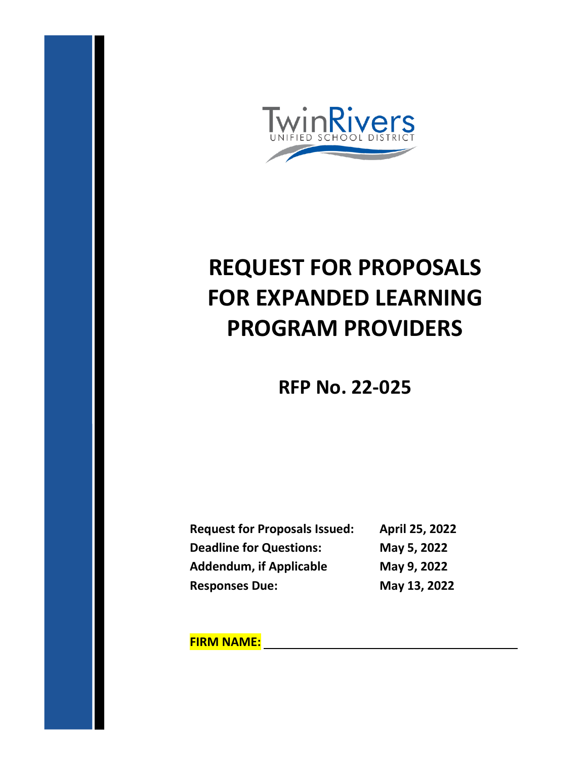TwinRivers

UNIFIED SCHOOL DISTRICT

# REQUEST FOR PROPOSALS FOR EXPANDED LEARNING PROGRAM PROVIDERS

## RFP No. 22-025

| | |
|---|---|
| **Request for Proposals Issued:** | **April 25, 2022** |
| **Deadline for Questions:** | **May 5, 2022** |
| **Addendum, if Applicable** | **May 9, 2022** |
| **Responses Due:** | **May 13, 2022** |

**FIRM NAME:** ______________________________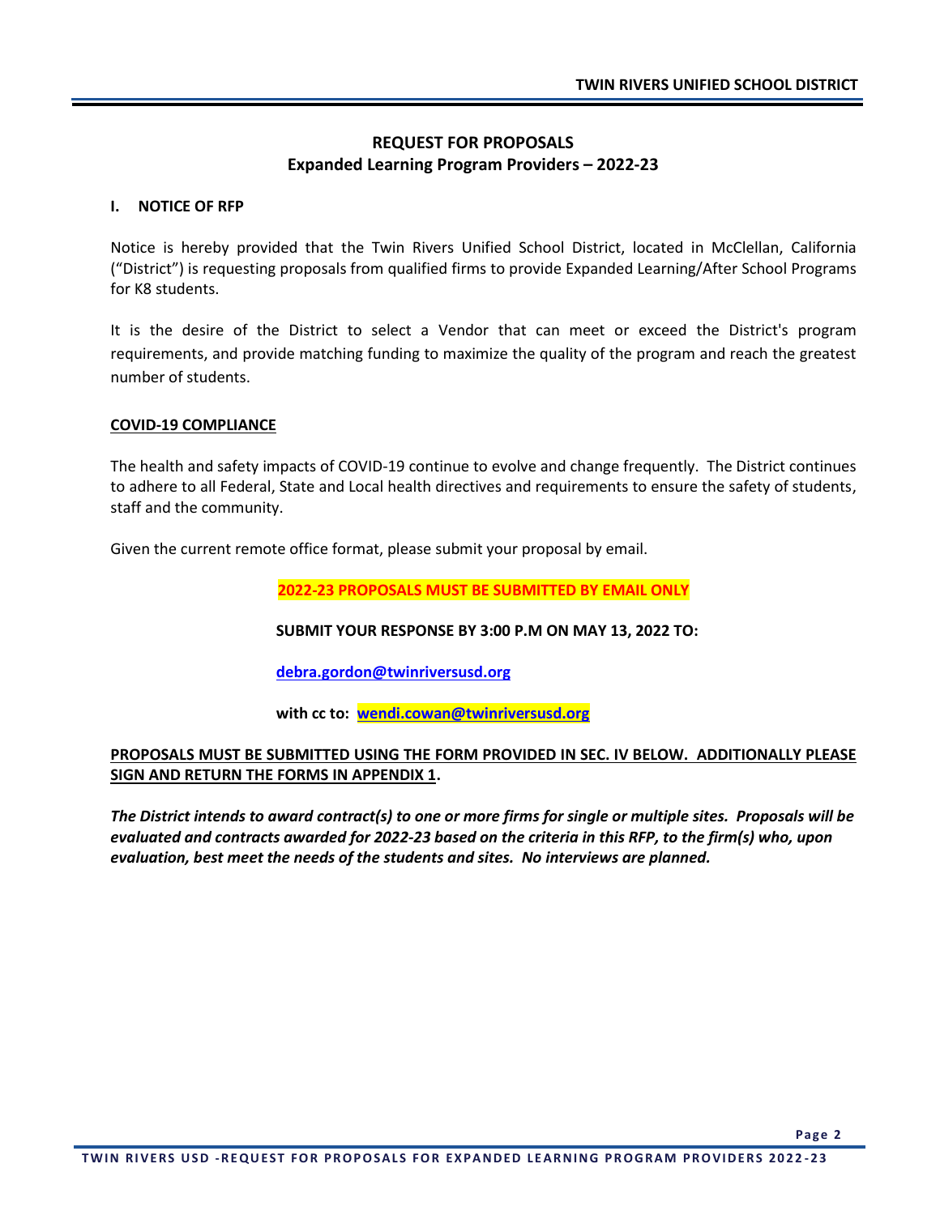# REQUEST FOR PROPOSALS
## Expanded Learning Program Providers – 2022-23

### I. NOTICE OF RFP

Notice is hereby provided that the Twin Rivers Unified School District, located in McClellan, California ("District") is requesting proposals from qualified firms to provide Expanded Learning/After School Programs for K8 students.

It is the desire of the District to select a Vendor that can meet or exceed the District's program requirements, and provide matching funding to maximize the quality of the program and reach the greatest number of students.

**COVID-19 COMPLIANCE**

The health and safety impacts of COVID-19 continue to evolve and change frequently. The District continues to adhere to all Federal, State and Local health directives and requirements to ensure the safety of students, staff and the community.

Given the current remote office format, please submit your proposal by email.

**2022-23 PROPOSALS MUST BE SUBMITTED BY EMAIL ONLY**

**SUBMIT YOUR RESPONSE BY 3:00 P.M ON MAY 13, 2022 TO:**

**debra.gordon@twinriversusd.org**

**with cc to: wendi.cowan@twinriversusd.org**

**PROPOSALS MUST BE SUBMITTED USING THE FORM PROVIDED IN SEC. IV BELOW. ADDITIONALLY PLEASE SIGN AND RETURN THE FORMS IN APPENDIX 1.**

***The District intends to award contract(s) to one or more firms for single or multiple sites. Proposals will be evaluated and contracts awarded for 2022-23 based on the criteria in this RFP, to the firm(s) who, upon evaluation, best meet the needs of the students and sites. No interviews are planned.***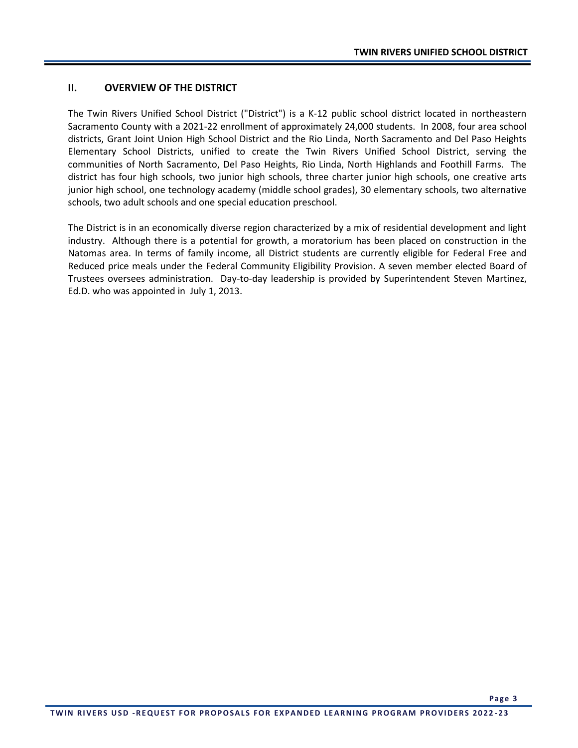## II. OVERVIEW OF THE DISTRICT

The Twin Rivers Unified School District ("District") is a K-12 public school district located in northeastern Sacramento County with a 2021-22 enrollment of approximately 24,000 students. In 2008, four area school districts, Grant Joint Union High School District and the Rio Linda, North Sacramento and Del Paso Heights Elementary School Districts, unified to create the Twin Rivers Unified School District, serving the communities of North Sacramento, Del Paso Heights, Rio Linda, North Highlands and Foothill Farms. The district has four high schools, two junior high schools, three charter junior high schools, one creative arts junior high school, one technology academy (middle school grades), 30 elementary schools, two alternative schools, two adult schools and one special education preschool.

The District is in an economically diverse region characterized by a mix of residential development and light industry. Although there is a potential for growth, a moratorium has been placed on construction in the Natomas area. In terms of family income, all District students are currently eligible for Federal Free and Reduced price meals under the Federal Community Eligibility Provision. A seven member elected Board of Trustees oversees administration. Day-to-day leadership is provided by Superintendent Steven Martinez, Ed.D. who was appointed in July 1, 2013.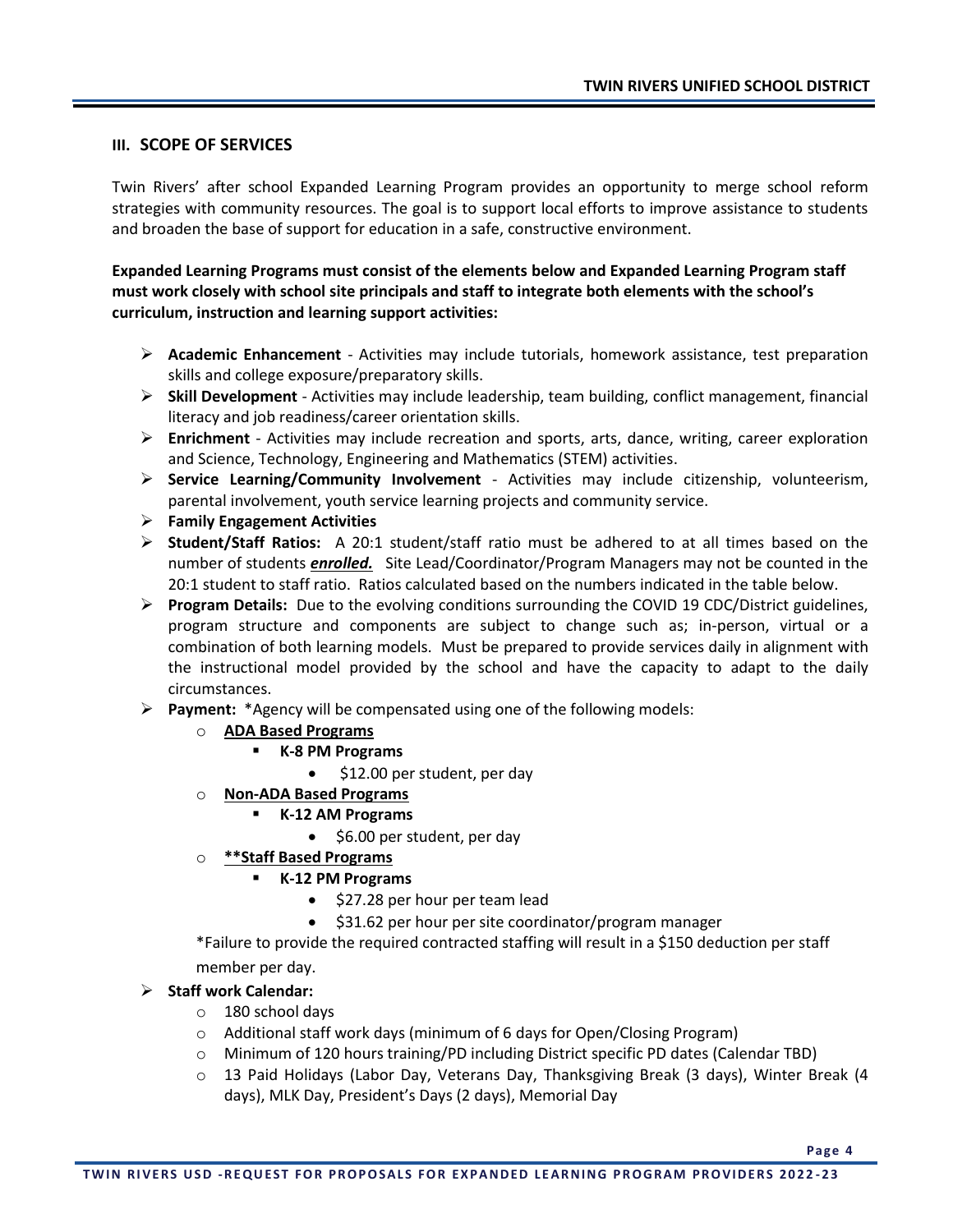## III. SCOPE OF SERVICES

Twin Rivers' after school Expanded Learning Program provides an opportunity to merge school reform strategies with community resources. The goal is to support local efforts to improve assistance to students and broaden the base of support for education in a safe, constructive environment.

**Expanded Learning Programs must consist of the elements below and Expanded Learning Program staff must work closely with school site principals and staff to integrate both elements with the school's curriculum, instruction and learning support activities:**

- **Academic Enhancement** - Activities may include tutorials, homework assistance, test preparation skills and college exposure/preparatory skills.
- **Skill Development** - Activities may include leadership, team building, conflict management, financial literacy and job readiness/career orientation skills.
- **Enrichment** - Activities may include recreation and sports, arts, dance, writing, career exploration and Science, Technology, Engineering and Mathematics (STEM) activities.
- **Service Learning/Community Involvement** - Activities may include citizenship, volunteerism, parental involvement, youth service learning projects and community service.
- **Family Engagement Activities**
- **Student/Staff Ratios:** A 20:1 student/staff ratio must be adhered to at all times based on the number of students ***enrolled.*** Site Lead/Coordinator/Program Managers may not be counted in the 20:1 student to staff ratio. Ratios calculated based on the numbers indicated in the table below.
- **Program Details:** Due to the evolving conditions surrounding the COVID 19 CDC/District guidelines, program structure and components are subject to change such as; in-person, virtual or a combination of both learning models. Must be prepared to provide services daily in alignment with the instructional model provided by the school and have the capacity to adapt to the daily circumstances.
- **Payment:** *Agency will be compensated using one of the following models:
  - **ADA Based Programs**
    - **K-8 PM Programs**
      - $12.00 per student, per day
  - **Non-ADA Based Programs**
    - **K-12 AM Programs**
      - $6.00 per student, per day
  - ****Staff Based Programs**
    - **K-12 PM Programs**
      - $27.28 per hour per team lead
      - $31.62 per hour per site coordinator/program manager

  *Failure to provide the required contracted staffing will result in a $150 deduction per staff member per day.
- **Staff work Calendar:**
  - 180 school days
  - Additional staff work days (minimum of 6 days for Open/Closing Program)
  - Minimum of 120 hours training/PD including District specific PD dates (Calendar TBD)
  - 13 Paid Holidays (Labor Day, Veterans Day, Thanksgiving Break (3 days), Winter Break (4 days), MLK Day, President's Days (2 days), Memorial Day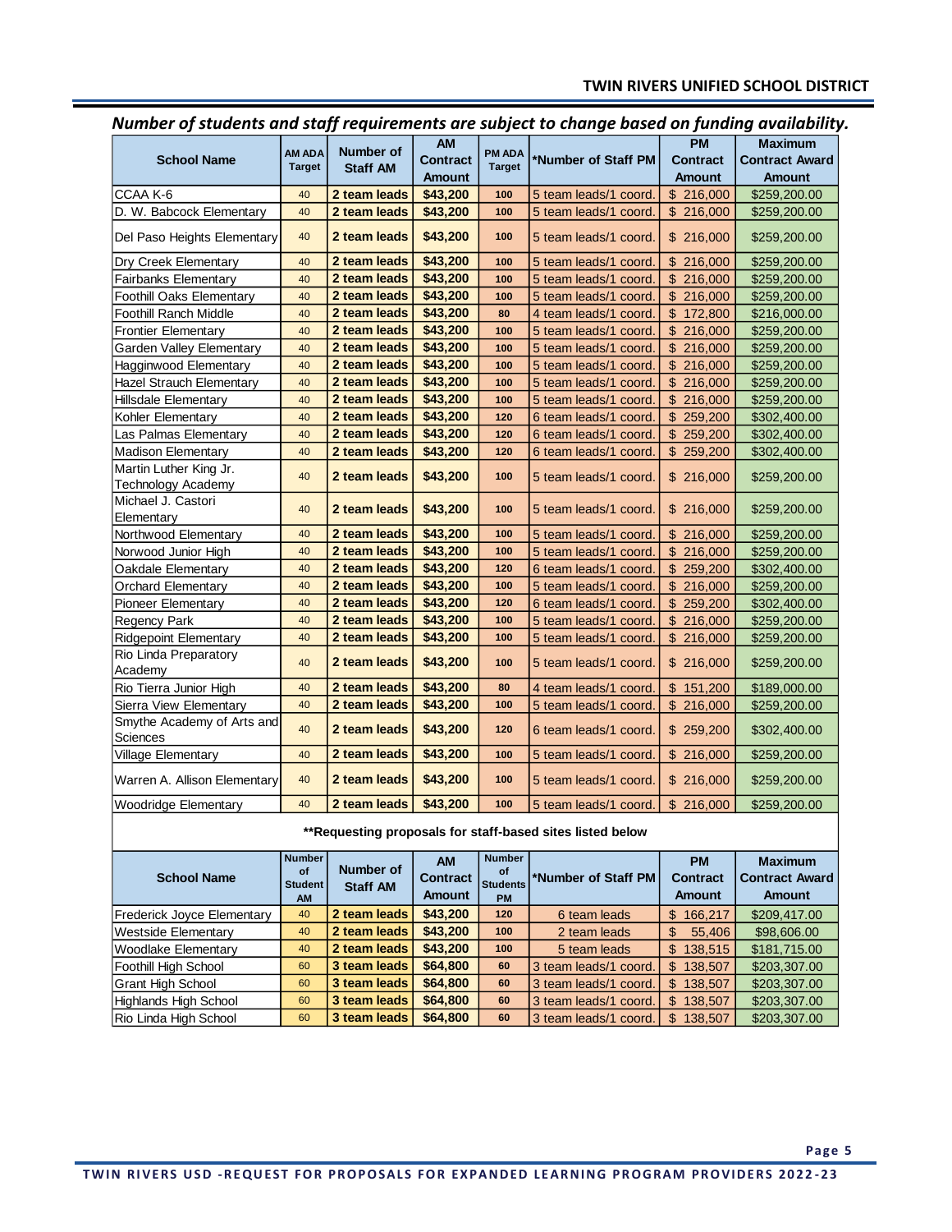*Number of students and staff requirements are subject to change based on funding availability.*

| School Name | AM ADA Target | Number of Staff AM | AM Contract Amount | PM ADA Target | *Number of Staff PM | PM Contract Amount | Maximum Contract Award Amount |
|---|---|---|---|---|---|---|---|
| CCAA K-6 | 40 | 2 team leads | $43,200 | 100 | 5 team leads/1 coord. | $ 216,000 | $259,200.00 |
| D. W. Babcock Elementary | 40 | 2 team leads | $43,200 | 100 | 5 team leads/1 coord. | $ 216,000 | $259,200.00 |
| Del Paso Heights Elementary | 40 | 2 team leads | $43,200 | 100 | 5 team leads/1 coord. | $ 216,000 | $259,200.00 |
| Dry Creek Elementary | 40 | 2 team leads | $43,200 | 100 | 5 team leads/1 coord. | $ 216,000 | $259,200.00 |
| Fairbanks Elementary | 40 | 2 team leads | $43,200 | 100 | 5 team leads/1 coord. | $ 216,000 | $259,200.00 |
| Foothill Oaks Elementary | 40 | 2 team leads | $43,200 | 100 | 5 team leads/1 coord. | $ 216,000 | $259,200.00 |
| Foothill Ranch Middle | 40 | 2 team leads | $43,200 | 80 | 4 team leads/1 coord. | $ 172,800 | $216,000.00 |
| Frontier Elementary | 40 | 2 team leads | $43,200 | 100 | 5 team leads/1 coord. | $ 216,000 | $259,200.00 |
| Garden Valley Elementary | 40 | 2 team leads | $43,200 | 100 | 5 team leads/1 coord. | $ 216,000 | $259,200.00 |
| Hagginwood Elementary | 40 | 2 team leads | $43,200 | 100 | 5 team leads/1 coord. | $ 216,000 | $259,200.00 |
| Hazel Strauch Elementary | 40 | 2 team leads | $43,200 | 100 | 5 team leads/1 coord. | $ 216,000 | $259,200.00 |
| Hillsdale Elementary | 40 | 2 team leads | $43,200 | 100 | 5 team leads/1 coord. | $ 216,000 | $259,200.00 |
| Kohler Elementary | 40 | 2 team leads | $43,200 | 120 | 6 team leads/1 coord. | $ 259,200 | $302,400.00 |
| Las Palmas Elementary | 40 | 2 team leads | $43,200 | 120 | 6 team leads/1 coord. | $ 259,200 | $302,400.00 |
| Madison Elementary | 40 | 2 team leads | $43,200 | 120 | 6 team leads/1 coord. | $ 259,200 | $302,400.00 |
| Martin Luther King Jr. Technology Academy | 40 | 2 team leads | $43,200 | 100 | 5 team leads/1 coord. | $ 216,000 | $259,200.00 |
| Michael J. Castori Elementary | 40 | 2 team leads | $43,200 | 100 | 5 team leads/1 coord. | $ 216,000 | $259,200.00 |
| Northwood Elementary | 40 | 2 team leads | $43,200 | 100 | 5 team leads/1 coord. | $ 216,000 | $259,200.00 |
| Norwood Junior High | 40 | 2 team leads | $43,200 | 100 | 5 team leads/1 coord. | $ 216,000 | $259,200.00 |
| Oakdale Elementary | 40 | 2 team leads | $43,200 | 120 | 6 team leads/1 coord. | $ 259,200 | $302,400.00 |
| Orchard Elementary | 40 | 2 team leads | $43,200 | 100 | 5 team leads/1 coord. | $ 216,000 | $259,200.00 |
| Pioneer Elementary | 40 | 2 team leads | $43,200 | 120 | 6 team leads/1 coord. | $ 259,200 | $302,400.00 |
| Regency Park | 40 | 2 team leads | $43,200 | 100 | 5 team leads/1 coord. | $ 216,000 | $259,200.00 |
| Ridgepoint Elementary | 40 | 2 team leads | $43,200 | 100 | 5 team leads/1 coord. | $ 216,000 | $259,200.00 |
| Rio Linda Preparatory Academy | 40 | 2 team leads | $43,200 | 100 | 5 team leads/1 coord. | $ 216,000 | $259,200.00 |
| Rio Tierra Junior High | 40 | 2 team leads | $43,200 | 80 | 4 team leads/1 coord. | $ 151,200 | $189,000.00 |
| Sierra View Elementary | 40 | 2 team leads | $43,200 | 100 | 5 team leads/1 coord. | $ 216,000 | $259,200.00 |
| Smythe Academy of Arts and Sciences | 40 | 2 team leads | $43,200 | 120 | 6 team leads/1 coord. | $ 259,200 | $302,400.00 |
| Village Elementary | 40 | 2 team leads | $43,200 | 100 | 5 team leads/1 coord. | $ 216,000 | $259,200.00 |
| Warren A. Allison Elementary | 40 | 2 team leads | $43,200 | 100 | 5 team leads/1 coord. | $ 216,000 | $259,200.00 |
| Woodridge Elementary | 40 | 2 team leads | $43,200 | 100 | 5 team leads/1 coord. | $ 216,000 | $259,200.00 |

**\*\*Requesting proposals for staff-based sites listed below**

| School Name | Number of Student AM | Number of Staff AM | AM Contract Amount | Number of Students PM | *Number of Staff PM | PM Contract Amount | Maximum Contract Award Amount |
|---|---|---|---|---|---|---|---|
| Frederick Joyce Elementary | 40 | 2 team leads | $43,200 | 120 | 6 team leads | $ 166,217 | $209,417.00 |
| Westside Elementary | 40 | 2 team leads | $43,200 | 100 | 2 team leads | $ 55,406 | $98,606.00 |
| Woodlake Elementary | 40 | 2 team leads | $43,200 | 100 | 5 team leads | $ 138,515 | $181,715.00 |
| Foothill High School | 60 | 3 team leads | $64,800 | 60 | 3 team leads/1 coord. | $ 138,507 | $203,307.00 |
| Grant High School | 60 | 3 team leads | $64,800 | 60 | 3 team leads/1 coord. | $ 138,507 | $203,307.00 |
| Highlands High School | 60 | 3 team leads | $64,800 | 60 | 3 team leads/1 coord. | $ 138,507 | $203,307.00 |
| Rio Linda High School | 60 | 3 team leads | $64,800 | 60 | 3 team leads/1 coord. | $ 138,507 | $203,307.00 |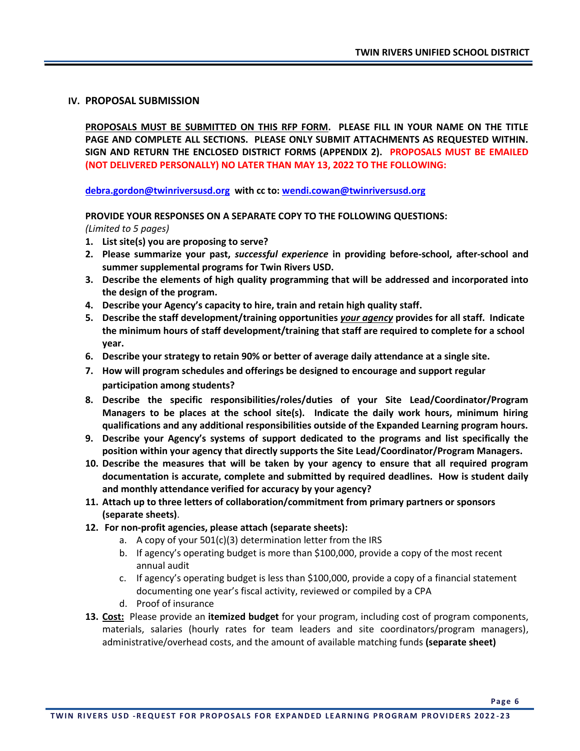## IV. PROPOSAL SUBMISSION

**PROPOSALS MUST BE SUBMITTED ON THIS RFP FORM. PLEASE FILL IN YOUR NAME ON THE TITLE PAGE AND COMPLETE ALL SECTIONS. PLEASE ONLY SUBMIT ATTACHMENTS AS REQUESTED WITHIN. SIGN AND RETURN THE ENCLOSED DISTRICT FORMS (APPENDIX 2). PROPOSALS MUST BE EMAILED (NOT DELIVERED PERSONALLY) NO LATER THAN MAY 13, 2022 TO THE FOLLOWING:**

**debra.gordon@twinriversusd.org with cc to: wendi.cowan@twinriversusd.org**

**PROVIDE YOUR RESPONSES ON A SEPARATE COPY TO THE FOLLOWING QUESTIONS:**
*(Limited to 5 pages)*

1. **List site(s) you are proposing to serve?**
2. **Please summarize your past, *successful experience* in providing before-school, after-school and summer supplemental programs for Twin Rivers USD.**
3. **Describe the elements of high quality programming that will be addressed and incorporated into the design of the program.**
4. **Describe your Agency's capacity to hire, train and retain high quality staff.**
5. **Describe the staff development/training opportunities *your agency* provides for all staff. Indicate the minimum hours of staff development/training that staff are required to complete for a school year.**
6. **Describe your strategy to retain 90% or better of average daily attendance at a single site.**
7. **How will program schedules and offerings be designed to encourage and support regular participation among students?**
8. **Describe the specific responsibilities/roles/duties of your Site Lead/Coordinator/Program Managers to be places at the school site(s). Indicate the daily work hours, minimum hiring qualifications and any additional responsibilities outside of the Expanded Learning program hours.**
9. **Describe your Agency's systems of support dedicated to the programs and list specifically the position within your agency that directly supports the Site Lead/Coordinator/Program Managers.**
10. **Describe the measures that will be taken by your agency to ensure that all required program documentation is accurate, complete and submitted by required deadlines. How is student daily and monthly attendance verified for accuracy by your agency?**
11. **Attach up to three letters of collaboration/commitment from primary partners or sponsors (separate sheets)**.
12. **For non-profit agencies, please attach (separate sheets):**
    a. A copy of your 501(c)(3) determination letter from the IRS
    b. If agency's operating budget is more than $100,000, provide a copy of the most recent annual audit
    c. If agency's operating budget is less than $100,000, provide a copy of a financial statement documenting one year's fiscal activity, reviewed or compiled by a CPA
    d. Proof of insurance
13. **Cost:** Please provide an **itemized budget** for your program, including cost of program components, materials, salaries (hourly rates for team leaders and site coordinators/program managers), administrative/overhead costs, and the amount of available matching funds **(separate sheet)**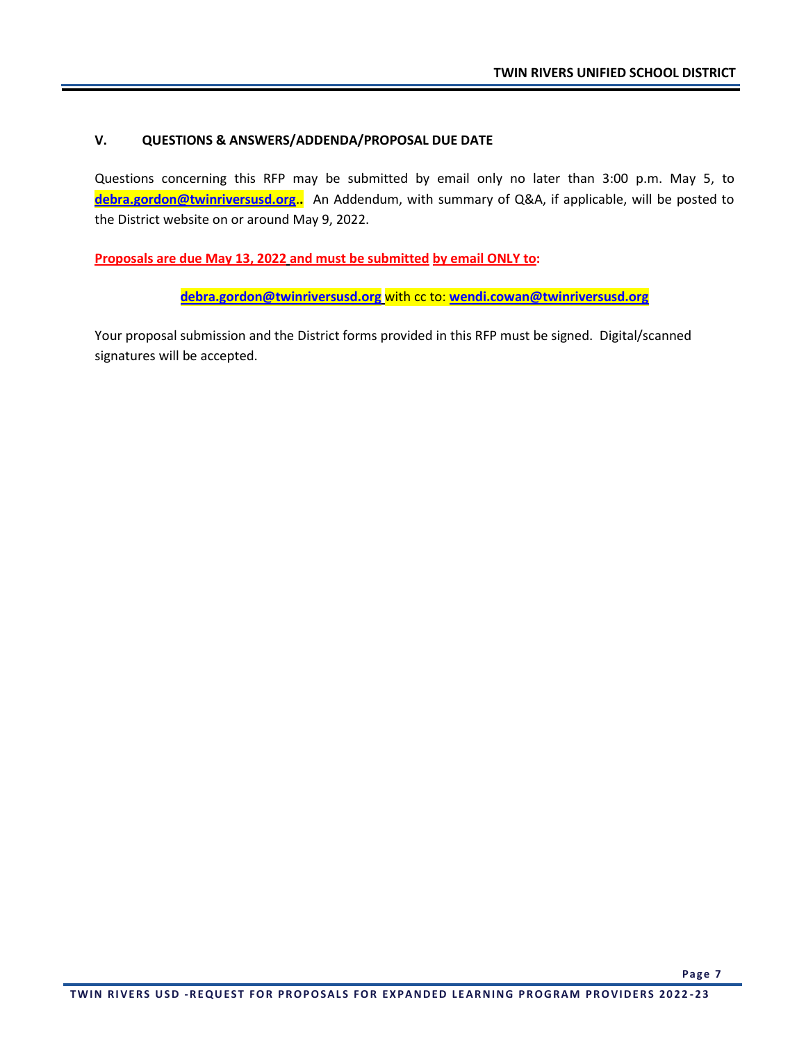## V. QUESTIONS & ANSWERS/ADDENDA/PROPOSAL DUE DATE

Questions concerning this RFP may be submitted by email only no later than 3:00 p.m. May 5, to **debra.gordon@twinriversusd.org..** An Addendum, with summary of Q&A, if applicable, will be posted to the District website on or around May 9, 2022.

**Proposals are due May 13, 2022 and must be submitted by email ONLY to:**

**debra.gordon@twinriversusd.org** with cc to: **wendi.cowan@twinriversusd.org**

Your proposal submission and the District forms provided in this RFP must be signed. Digital/scanned signatures will be accepted.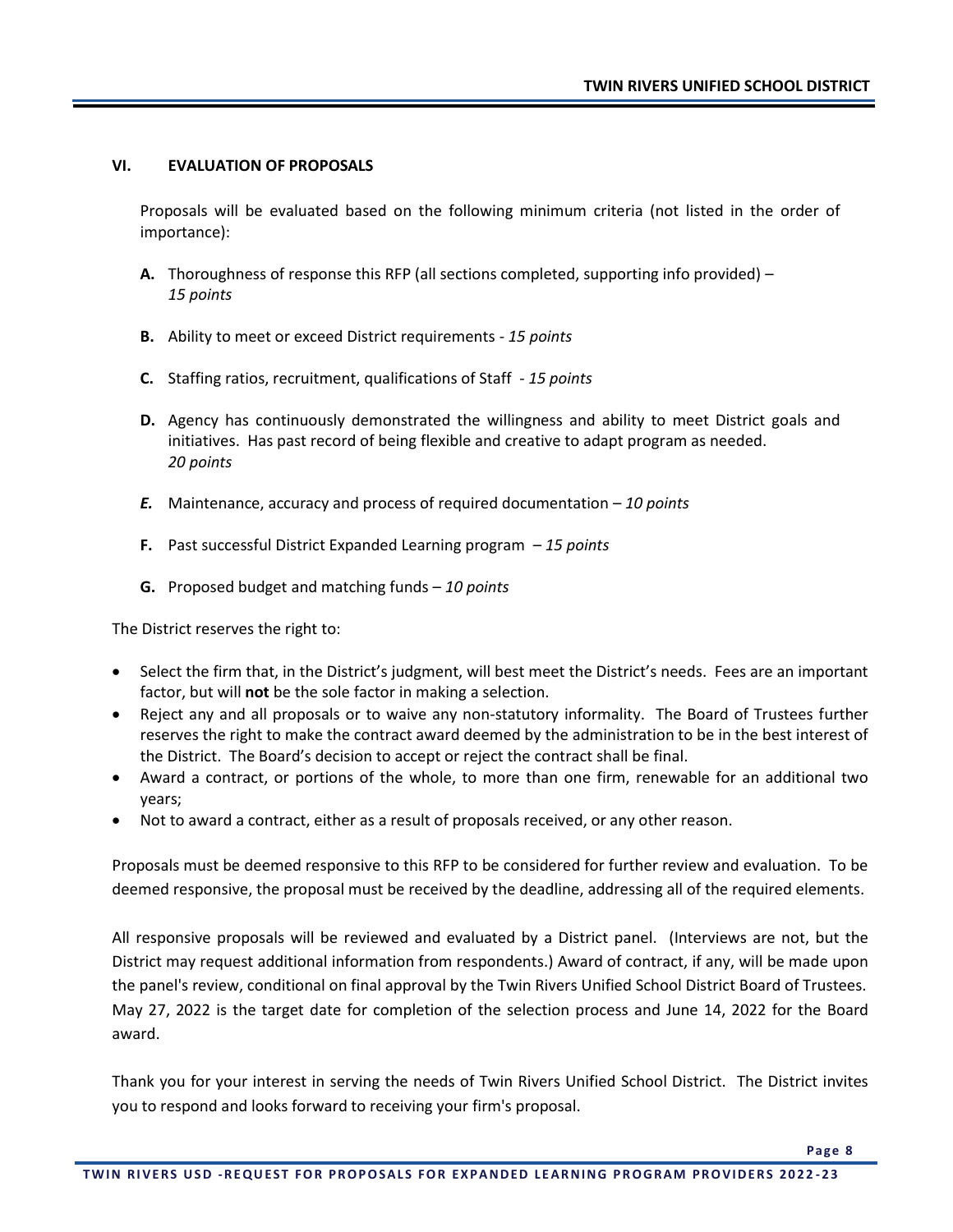## VI. EVALUATION OF PROPOSALS

Proposals will be evaluated based on the following minimum criteria (not listed in the order of importance):

- **A.** Thoroughness of response this RFP (all sections completed, supporting info provided) – *15 points*
- **B.** Ability to meet or exceed District requirements - *15 points*
- **C.** Staffing ratios, recruitment, qualifications of Staff - *15 points*
- **D.** Agency has continuously demonstrated the willingness and ability to meet District goals and initiatives. Has past record of being flexible and creative to adapt program as needed. *20 points*
- ***E.*** Maintenance, accuracy and process of required documentation – *10 points*
- **F.** Past successful District Expanded Learning program – *15 points*
- **G.** Proposed budget and matching funds – *10 points*

The District reserves the right to:

- Select the firm that, in the District's judgment, will best meet the District's needs. Fees are an important factor, but will **not** be the sole factor in making a selection.
- Reject any and all proposals or to waive any non-statutory informality. The Board of Trustees further reserves the right to make the contract award deemed by the administration to be in the best interest of the District. The Board's decision to accept or reject the contract shall be final.
- Award a contract, or portions of the whole, to more than one firm, renewable for an additional two years;
- Not to award a contract, either as a result of proposals received, or any other reason.

Proposals must be deemed responsive to this RFP to be considered for further review and evaluation. To be deemed responsive, the proposal must be received by the deadline, addressing all of the required elements.

All responsive proposals will be reviewed and evaluated by a District panel. (Interviews are not, but the District may request additional information from respondents.) Award of contract, if any, will be made upon the panel's review, conditional on final approval by the Twin Rivers Unified School District Board of Trustees. May 27, 2022 is the target date for completion of the selection process and June 14, 2022 for the Board award.

Thank you for your interest in serving the needs of Twin Rivers Unified School District. The District invites you to respond and looks forward to receiving your firm's proposal.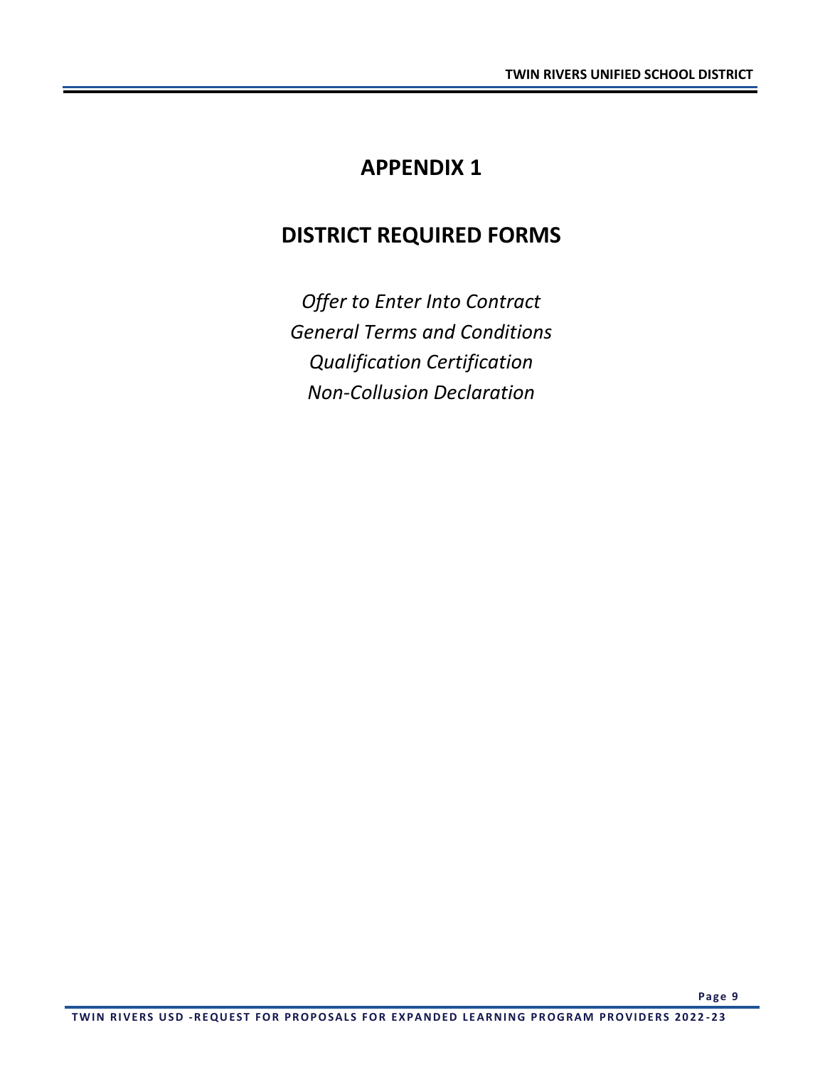# APPENDIX 1

# DISTRICT REQUIRED FORMS

*Offer to Enter Into Contract*

*General Terms and Conditions*

*Qualification Certification*

*Non-Collusion Declaration*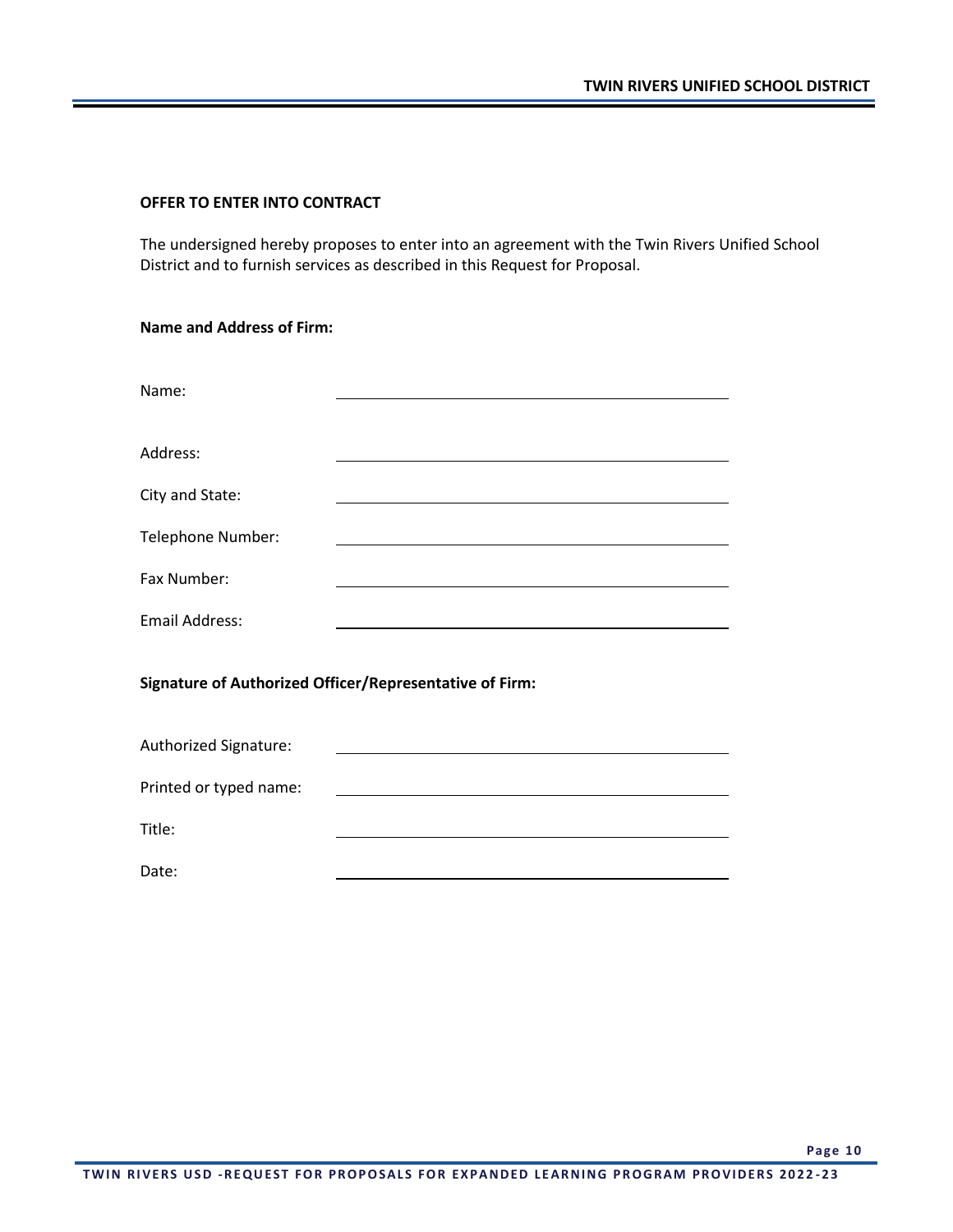**OFFER TO ENTER INTO CONTRACT**

The undersigned hereby proposes to enter into an agreement with the Twin Rivers Unified School District and to furnish services as described in this Request for Proposal.

**Name and Address of Firm:**

Name: \_\_\_\_\_\_\_\_\_\_\_\_\_\_\_\_\_\_\_\_\_\_\_\_\_\_\_\_\_\_\_\_\_\_\_\_\_\_\_\_

Address: \_\_\_\_\_\_\_\_\_\_\_\_\_\_\_\_\_\_\_\_\_\_\_\_\_\_\_\_\_\_\_\_\_\_\_\_\_\_\_\_

City and State: \_\_\_\_\_\_\_\_\_\_\_\_\_\_\_\_\_\_\_\_\_\_\_\_\_\_\_\_\_\_\_\_\_\_\_\_\_\_\_\_

Telephone Number: \_\_\_\_\_\_\_\_\_\_\_\_\_\_\_\_\_\_\_\_\_\_\_\_\_\_\_\_\_\_\_\_\_\_\_\_\_\_\_\_

Fax Number: \_\_\_\_\_\_\_\_\_\_\_\_\_\_\_\_\_\_\_\_\_\_\_\_\_\_\_\_\_\_\_\_\_\_\_\_\_\_\_\_

Email Address: \_\_\_\_\_\_\_\_\_\_\_\_\_\_\_\_\_\_\_\_\_\_\_\_\_\_\_\_\_\_\_\_\_\_\_\_\_\_\_\_

**Signature of Authorized Officer/Representative of Firm:**

Authorized Signature: \_\_\_\_\_\_\_\_\_\_\_\_\_\_\_\_\_\_\_\_\_\_\_\_\_\_\_\_\_\_\_\_\_\_\_\_\_\_\_\_

Printed or typed name: \_\_\_\_\_\_\_\_\_\_\_\_\_\_\_\_\_\_\_\_\_\_\_\_\_\_\_\_\_\_\_\_\_\_\_\_\_\_\_\_

Title: \_\_\_\_\_\_\_\_\_\_\_\_\_\_\_\_\_\_\_\_\_\_\_\_\_\_\_\_\_\_\_\_\_\_\_\_\_\_\_\_

Date: \_\_\_\_\_\_\_\_\_\_\_\_\_\_\_\_\_\_\_\_\_\_\_\_\_\_\_\_\_\_\_\_\_\_\_\_\_\_\_\_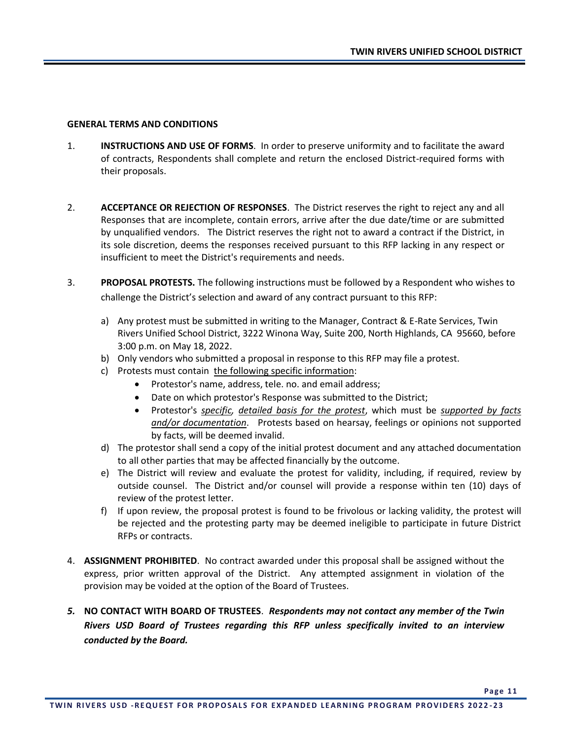**GENERAL TERMS AND CONDITIONS**

1. **INSTRUCTIONS AND USE OF FORMS**. In order to preserve uniformity and to facilitate the award of contracts, Respondents shall complete and return the enclosed District-required forms with their proposals.

2. **ACCEPTANCE OR REJECTION OF RESPONSES**. The District reserves the right to reject any and all Responses that are incomplete, contain errors, arrive after the due date/time or are submitted by unqualified vendors. The District reserves the right not to award a contract if the District, in its sole discretion, deems the responses received pursuant to this RFP lacking in any respect or insufficient to meet the District's requirements and needs.

3. **PROPOSAL PROTESTS.** The following instructions must be followed by a Respondent who wishes to challenge the District's selection and award of any contract pursuant to this RFP:

   a) Any protest must be submitted in writing to the Manager, Contract & E-Rate Services, Twin Rivers Unified School District, 3222 Winona Way, Suite 200, North Highlands, CA 95660, before 3:00 p.m. on May 18, 2022.
   b) Only vendors who submitted a proposal in response to this RFP may file a protest.
   c) Protests must contain <u>the following specific information</u>:
      - Protestor's name, address, tele. no. and email address;
      - Date on which protestor's Response was submitted to the District;
      - Protestor's <u>*specific*</u>, <u>*detailed basis for the protest*</u>, which must be <u>*supported by facts and/or documentation*</u>. Protests based on hearsay, feelings or opinions not supported by facts, will be deemed invalid.
   d) The protestor shall send a copy of the initial protest document and any attached documentation to all other parties that may be affected financially by the outcome.
   e) The District will review and evaluate the protest for validity, including, if required, review by outside counsel. The District and/or counsel will provide a response within ten (10) days of review of the protest letter.
   f) If upon review, the proposal protest is found to be frivolous or lacking validity, the protest will be rejected and the protesting party may be deemed ineligible to participate in future District RFPs or contracts.

4. **ASSIGNMENT PROHIBITED**. No contract awarded under this proposal shall be assigned without the express, prior written approval of the District. Any attempted assignment in violation of the provision may be voided at the option of the Board of Trustees.

5. **NO CONTACT WITH BOARD OF TRUSTEES**. ***Respondents may not contact any member of the Twin Rivers USD Board of Trustees regarding this RFP unless specifically invited to an interview conducted by the Board.***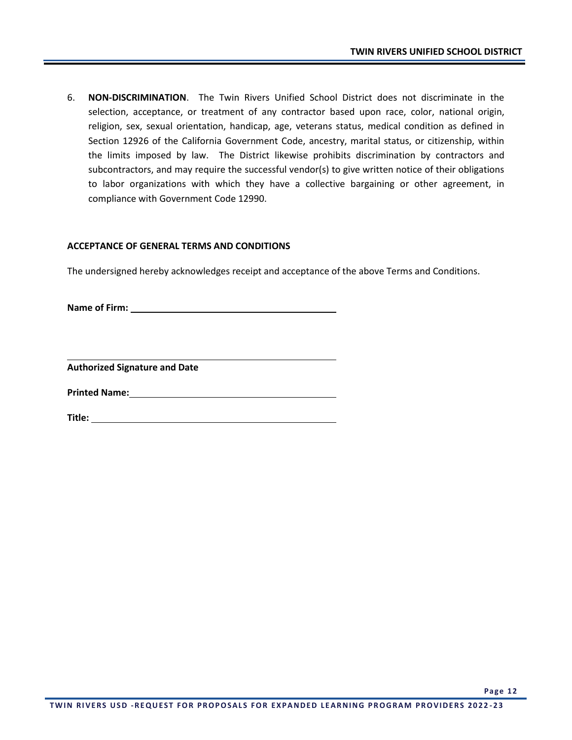6. **NON-DISCRIMINATION**. The Twin Rivers Unified School District does not discriminate in the selection, acceptance, or treatment of any contractor based upon race, color, national origin, religion, sex, sexual orientation, handicap, age, veterans status, medical condition as defined in Section 12926 of the California Government Code, ancestry, marital status, or citizenship, within the limits imposed by law. The District likewise prohibits discrimination by contractors and subcontractors, and may require the successful vendor(s) to give written notice of their obligations to labor organizations with which they have a collective bargaining or other agreement, in compliance with Government Code 12990.

**ACCEPTANCE OF GENERAL TERMS AND CONDITIONS**

The undersigned hereby acknowledges receipt and acceptance of the above Terms and Conditions.

**Name of Firm:** ________________________________________

________________________________________________

**Authorized Signature and Date**

**Printed Name:** ________________________________________

**Title:** ________________________________________________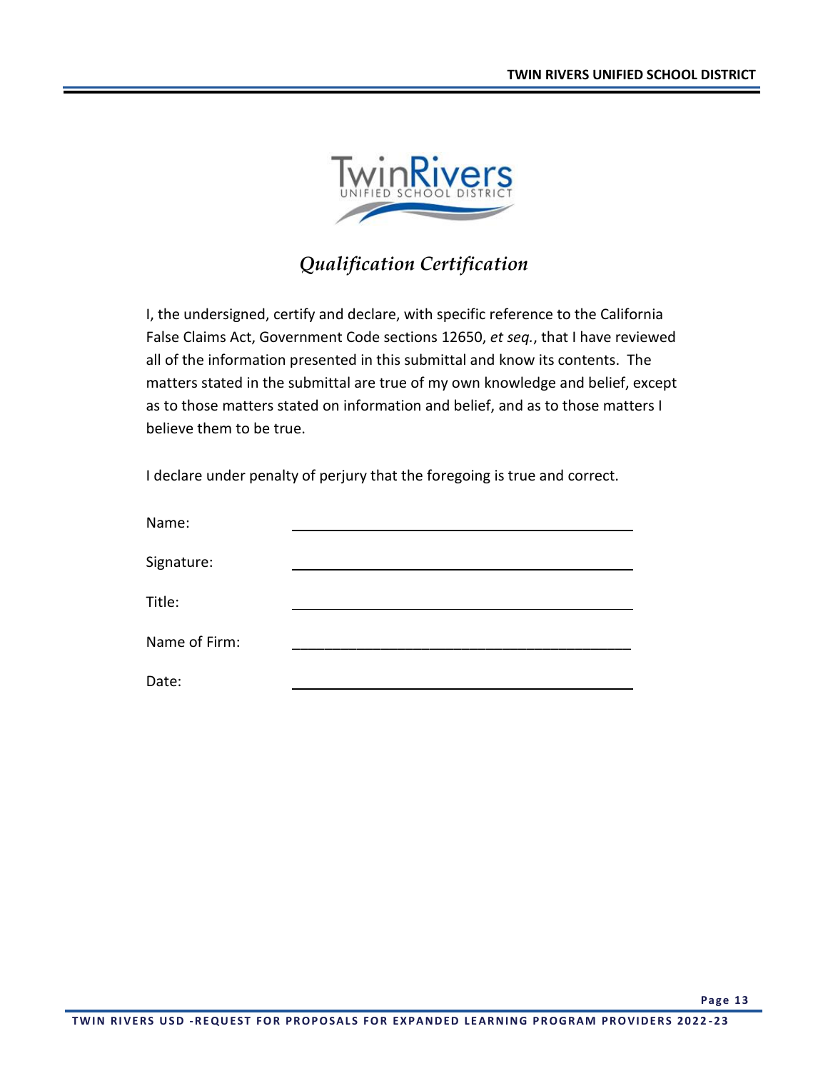## *Qualification Certification*

I, the undersigned, certify and declare, with specific reference to the California False Claims Act, Government Code sections 12650, *et seq.*, that I have reviewed all of the information presented in this submittal and know its contents. The matters stated in the submittal are true of my own knowledge and belief, except as to those matters stated on information and belief, and as to those matters I believe them to be true.

I declare under penalty of perjury that the foregoing is true and correct.

Name: \_\_\_\_\_\_\_\_\_\_\_\_\_\_\_\_\_\_\_\_\_\_\_\_\_\_\_\_\_\_\_\_\_\_\_\_\_\_\_\_\_\_

Signature: \_\_\_\_\_\_\_\_\_\_\_\_\_\_\_\_\_\_\_\_\_\_\_\_\_\_\_\_\_\_\_\_\_\_\_\_\_\_\_\_\_\_

Title: \_\_\_\_\_\_\_\_\_\_\_\_\_\_\_\_\_\_\_\_\_\_\_\_\_\_\_\_\_\_\_\_\_\_\_\_\_\_\_\_\_\_

Name of Firm: \_\_\_\_\_\_\_\_\_\_\_\_\_\_\_\_\_\_\_\_\_\_\_\_\_\_\_\_\_\_\_\_\_\_\_\_\_\_\_\_\_\_

Date: \_\_\_\_\_\_\_\_\_\_\_\_\_\_\_\_\_\_\_\_\_\_\_\_\_\_\_\_\_\_\_\_\_\_\_\_\_\_\_\_\_\_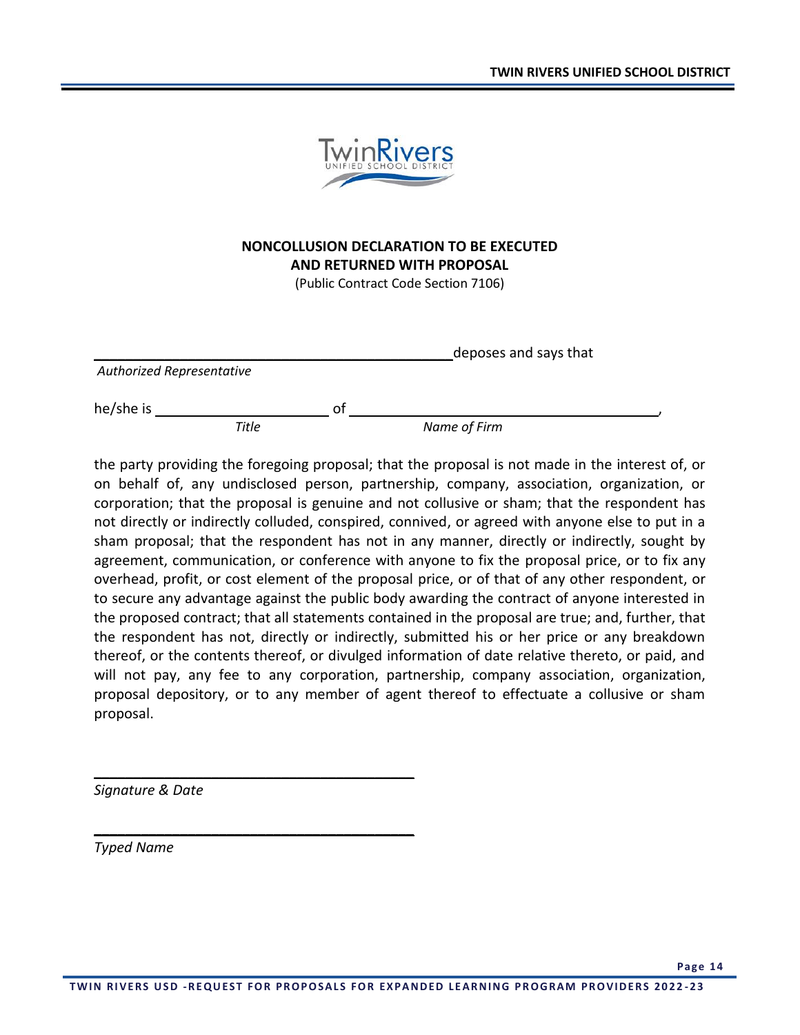**NONCOLLUSION DECLARATION TO BE EXECUTED AND RETURNED WITH PROPOSAL**

(Public Contract Code Section 7106)

______________________________________ deposes and says that
*Authorized Representative*

he/she is ____________________ of ______________________________,
*Title* *Name of Firm*

the party providing the foregoing proposal; that the proposal is not made in the interest of, or on behalf of, any undisclosed person, partnership, company, association, organization, or corporation; that the proposal is genuine and not collusive or sham; that the respondent has not directly or indirectly colluded, conspired, connived, or agreed with anyone else to put in a sham proposal; that the respondent has not in any manner, directly or indirectly, sought by agreement, communication, or conference with anyone to fix the proposal price, or to fix any overhead, profit, or cost element of the proposal price, or of that of any other respondent, or to secure any advantage against the public body awarding the contract of anyone interested in the proposed contract; that all statements contained in the proposal are true; and, further, that the respondent has not, directly or indirectly, submitted his or her price or any breakdown thereof, or the contents thereof, or divulged information of date relative thereto, or paid, and will not pay, any fee to any corporation, partnership, company association, organization, proposal depository, or to any member of agent thereof to effectuate a collusive or sham proposal.

______________________________________
*Signature & Date*

______________________________________
*Typed Name*